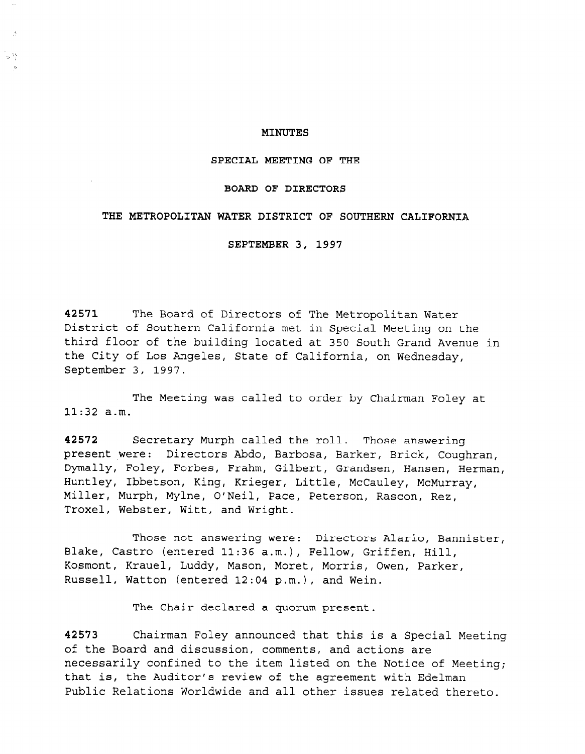# MINUTES

## SPECIAL MEETING OF THE

## BOARD OF DIRECTORS

## THE METROPOLITAN WATER DISTRICT OF SOUTHERN CALIFORNIA

## SEPTEMBER 3, 1997

**42571** The Board of Directors of The Metropolitan Water District of Southern California met in Special Meeting on the third floor of the building located at 350 South Grand Avenue in the City of Los Angeles, State of California, on Wednesday, September 3, 1997.

The Meeting was called to order by Chairman Foley at 11:32 a.m.

**42572** Secretary Murph called the roll. Those answering present were: Directors Abdo, Barbosa, Barker, Brick, Coughran, Dymally, Foley, Forbes, Frahm, Gilbert, Grandsen, Hansen, Herman, Huntley, Ibbetson, King, Krieger, Little, McCauley, McMurray, Miller, Murph, Mylne, O'Neil, Pace, Peterson, Rascon, Rez, Troxel, Webster, Witt, and Wright.

Those not answering were: Directors Alario, Bannister, Blake, Castro (entered 11:36 a.m.), Fellow, Griffen, Hill, Kosmont, Krauel, Luddy, Mason, Moret, Morris, Owen, Parker, Russell, Watton (entered 12:04 p.m.), and Wein.

The Chair declared a quorum present.

**42573** Chairman Foley announced that this is a Special Meeting of the Board and discussion, comments, and actions are necessarily confined to the item listed on the Notice of Meeting; that is, the Auditor's review of the agreement with Edelman Public Relations Worldwide and all other issues related thereto.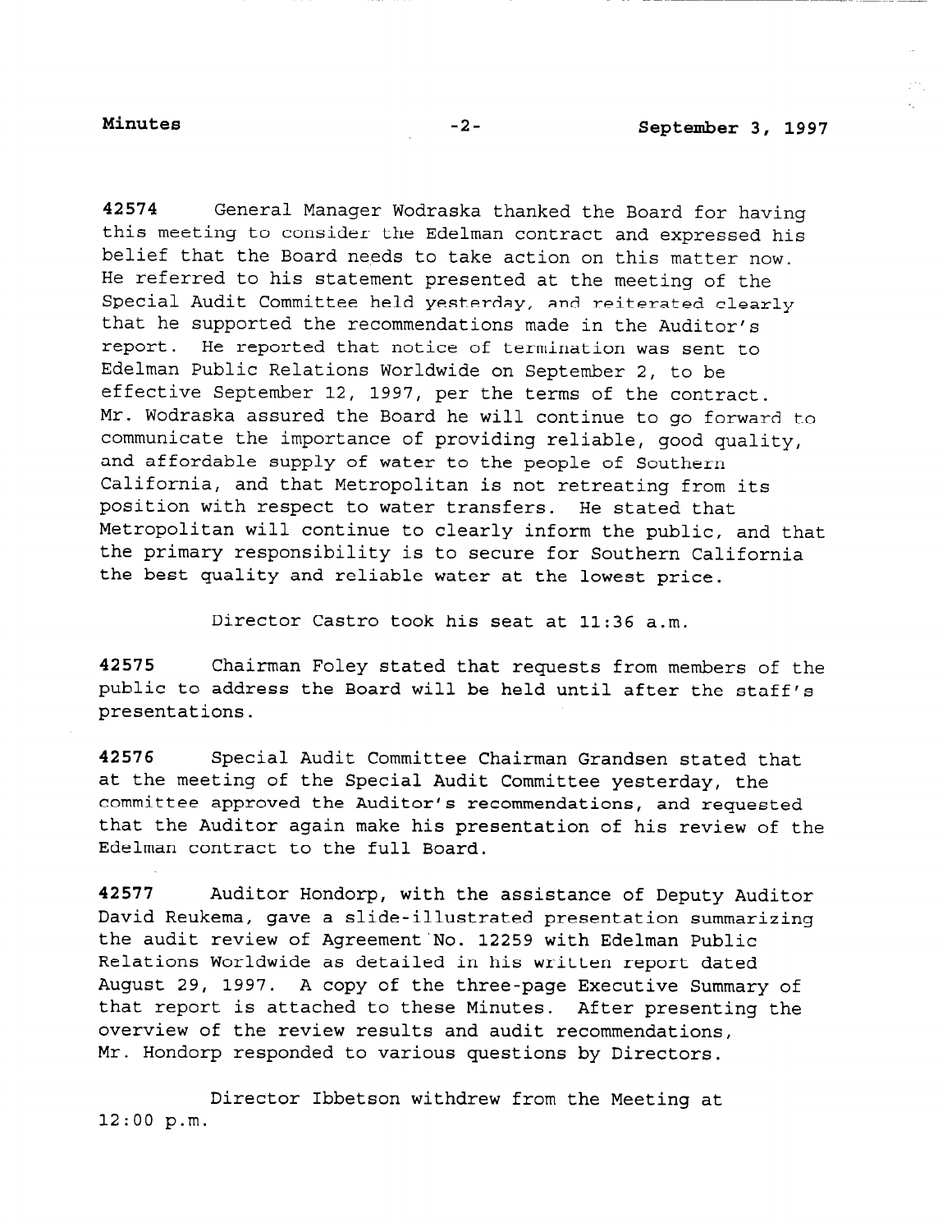**42574** General Manager Wodraska thanked the Board for having this meeting to consider the Edelman contract and expressed his belief that the Board needs to take action on this matter now. He referred to his statement presented at the meeting of the Special Audit Committee held yesterday, and reiterated clearly that he supported the recommendations made in the Auditor's report. He reported that notice of termination was sent to Edelman Public Relations Worldwide on September 2, to be effective September 12, 1997, per the terms of the contract. Mr. Wodraska assured the Board he will continue to go forward to communicate the importance of providing reliable, good quality, and affordable supply of water to the people of Southern California, and that Metropolitan is not retreating from its position with respect to water transfers. He stated that Metropolitan will continue to clearly inform the public, and that the primary responsibility is to secure for Southern California the best quality and reliable water at the lowest price.

Director Castro took his seat at 11:36 a.m.

**42575** Chairman Foley stated that requests from members of the public to address the Board will be held until after the staff's presentations.

**42576** Special Audit Committee Chairman Grandsen stated that at the meeting of the Special Audit Committee yesterday, the committee approved the Auditor's recommendations, and requested that the Auditor again make his presentation of his review of the Edelman contract to the full Board.

**42577** Auditor Hondorp, with the assistance of Deputy Auditor David Reukema, gave a slide-illustrated presentation summarizing the audit review of Agreement No. 12259 with Edelman Public Relations Worldwide as detailed in his written report dated August 29, 1997. A copy of the three-page Executive Summary of that report is attached to these Minutes. After presenting the overview of the review results and audit recommendations, Mr. Hondorp responded to various questions by Directors.

Director Ibbetson withdrew from the Meeting at 12:00 p.m.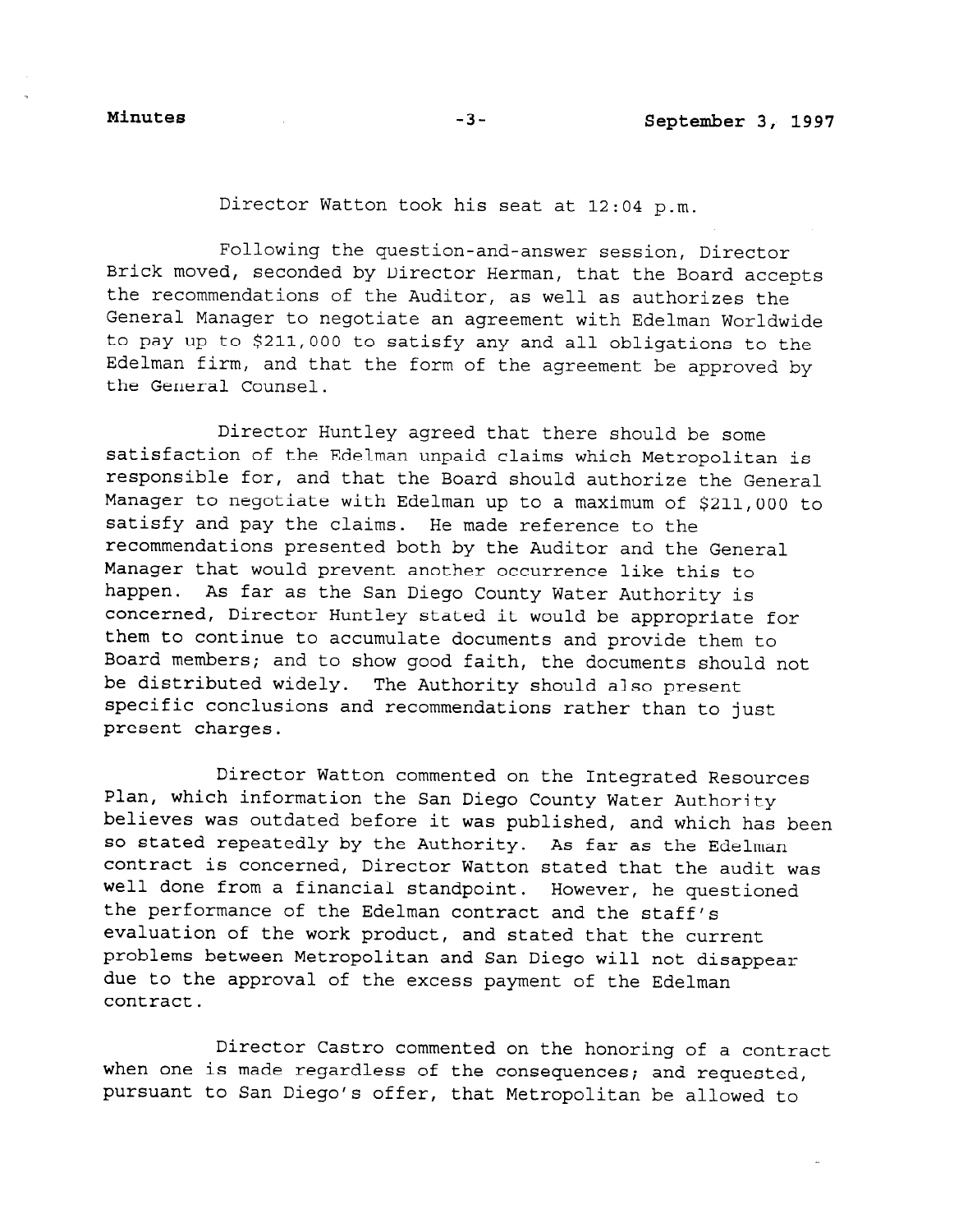Director Watton took his seat at 12:04 p.m.

Following the question-and-answer session, Director Brick moved, seconded by Director Herman, that the Board accepts the recommendations of the Auditor, as well as authorizes the General Manager to negotiate an agreement with Edelman Worldwide to pay up to $211,000 to satisfy any and all obligations to the Edelman firm, and that the form of the agreement be approved by the General Counsel.

Director Huntley agreed that there should be some satisfaction of the Edelman unpaid claims which Metropolitan is responsible for, and that the Board should authorize the General Manager to negotiate with Edelman up to a maximum of $211,000 to satisfy and pay the claims. He made reference to the recommendations presented both by the Auditor and the General Manager that would prevent another occurrence like this to happen. As far as the San Diego County Water Authority is concerned, Director Huntley stated it would be appropriate for them to continue to accumulate documents and provide them to Board members; and to show good faith, the documents should not be distributed widely. The Authority should also present specific conclusions and recommendations rather than to just present charges.

Director Watton commented on the Integrated Resources Plan, which information the San Diego County Water Authority believes was outdated before it was published, and which has been so stated repeatedly by the Authority. As far as the Edelman contract is concerned, Director Watton stated that the audit was well done from a financial standpoint. However, he questioned the performance of the Edelman contract and the staff's evaluation of the work product, and stated that the current problems between Metropolitan and San Diego will not disappear due to the approval of the excess payment of the Edelman contract.

Director Castro commented on the honoring of a contract when one is made regardless of the consequences; and requested, pursuant to San Diego's offer, that Metropolitan be allowed to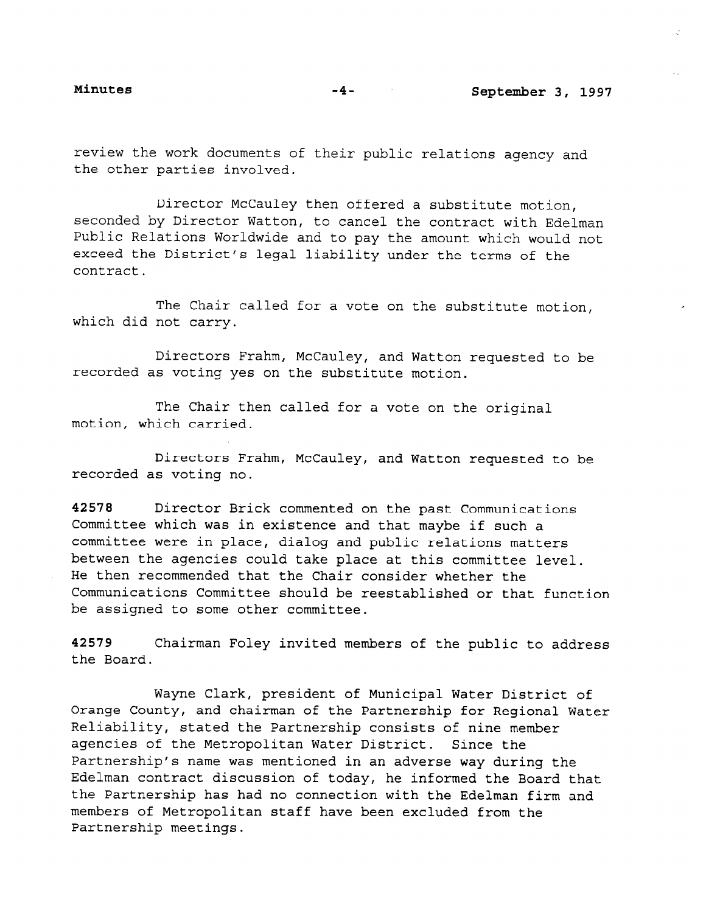review the work documents of their public relations agency and the other parties involved.

Director McCauley then offered a substitute motion, seconded by Director Watton, to cancel the contract with Edelman Public Relations Worldwide and to pay the amount which would not exceed the District's legal liability under the terms of the contract.

The Chair called for a vote on the substitute motion, which did not carry.

Directors Frahm, McCauley, and Watton requested to be recorded as voting yes on the substitute motion.

The Chair then called for a vote on the original motion, which carried.

Directors Frahm, McCauley, and Watton requested to be recorded as voting no.

**42578** Director Brick commented on the past Communications Committee which was in existence and that maybe if such a committee were in place, dialog and public relations matters between the agencies could take place at this committee level. He then recommended that the Chair consider whether the Communications Committee should be reestablished or that function be assigned to some other committee.

**42579** Chairman Foley invited members of the public to address the Board.

Wayne Clark, president of Municipal Water District of Orange County, and chairman of the Partnership for Regional Water Reliability, stated the Partnership consists of nine member agencies of the Metropolitan Water District. Since the Partnership's name was mentioned in an adverse way during the Edelman contract discussion of today, he informed the Board that the Partnership has had no connection with the Edelman firm and members of Metropolitan staff have been excluded from the Partnership meetings.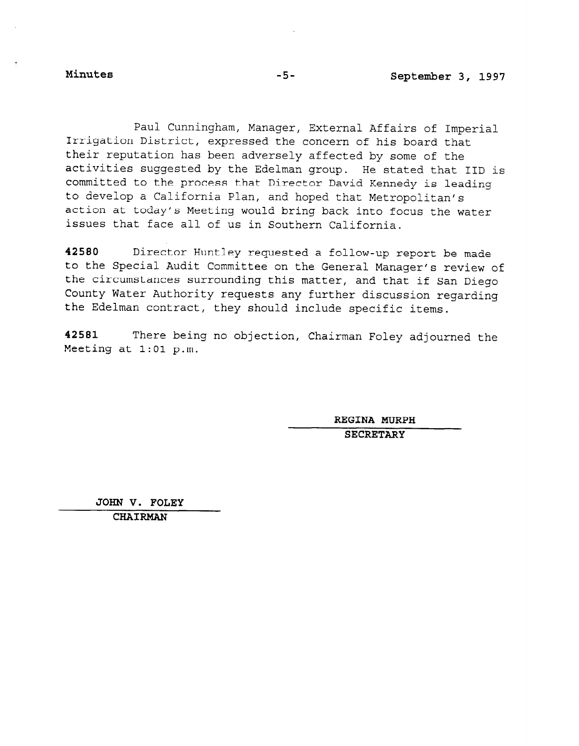Paul Cunningham, Manager, External Affairs of Imperial Irrigation District, expressed the concern of his board that their reputation has been adversely affected by some of the activities suggested by the Edelman group. He stated that IID is committed to the process that Director David Kennedy is leading to develop a California Plan, and hoped that Metropolitan's action at today's Meeting would bring back into focus the water issues that face all of us in Southern California.

**42580** Director Huntley requested a follow-up report be made to the Special Audit Committee on the General Manager's review of the circumstances surrounding this matter, and that if San Diego County Water Authority requests any further discussion regarding the Edelman contract, they should include specific items.

**42581** There being no objection, Chairman Foley adjourned the Meeting at 1:01 p.m.

**REGINA MURPH**
**SECRETARY**

**JOHN V. FOLEY**
**CHAIRMAN**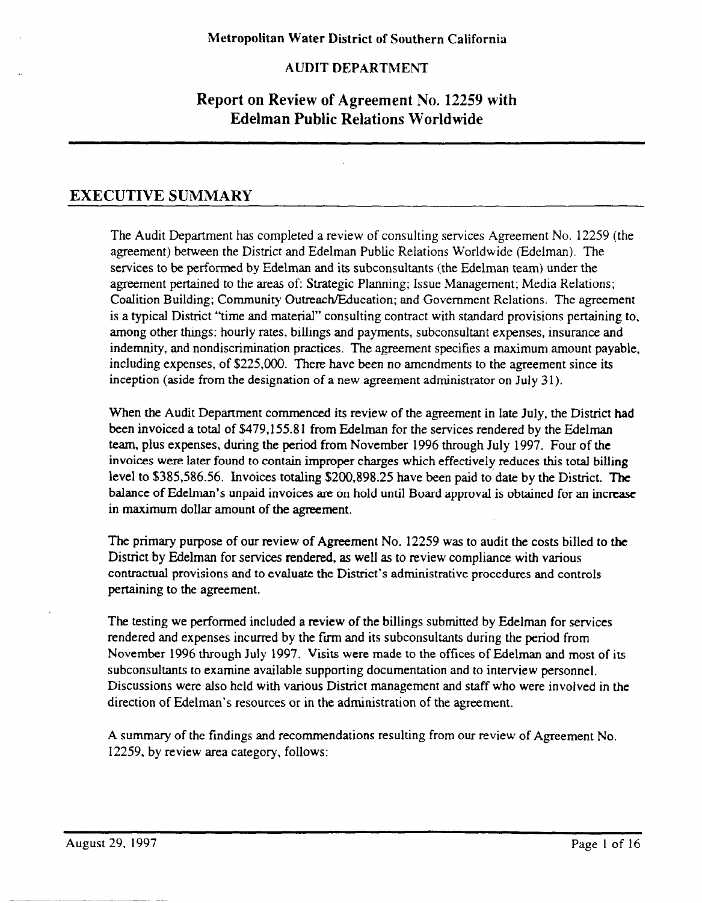Metropolitan Water District of Southern California

AUDIT DEPARTMENT

# Report on Review of Agreement No. 12259 with Edelman Public Relations Worldwide

## EXECUTIVE SUMMARY

The Audit Department has completed a review of consulting services Agreement No. 12259 (the agreement) between the District and Edelman Public Relations Worldwide (Edelman). The services to be performed by Edelman and its subconsultants (the Edelman team) under the agreement pertained to the areas of: Strategic Planning; Issue Management; Media Relations; Coalition Building; Community Outreach/Education; and Government Relations. The agreement is a typical District "time and material" consulting contract with standard provisions pertaining to, among other things: hourly rates, billings and payments, subconsultant expenses, insurance and indemnity, and nondiscrimination practices. The agreement specifies a maximum amount payable, including expenses, of $225,000. There have been no amendments to the agreement since its inception (aside from the designation of a new agreement administrator on July 31).

When the Audit Department commenced its review of the agreement in late July, the District had been invoiced a total of $479,155.81 from Edelman for the services rendered by the Edelman team, plus expenses, during the period from November 1996 through July 1997. Four of the invoices were later found to contain improper charges which effectively reduces this total billing level to $385,586.56. Invoices totaling $200,898.25 have been paid to date by the District. The balance of Edelman's unpaid invoices are on hold until Board approval is obtained for an increase in maximum dollar amount of the agreement.

The primary purpose of our review of Agreement No. 12259 was to audit the costs billed to the District by Edelman for services rendered, as well as to review compliance with various contractual provisions and to evaluate the District's administrative procedures and controls pertaining to the agreement.

The testing we performed included a review of the billings submitted by Edelman for services rendered and expenses incurred by the firm and its subconsultants during the period from November 1996 through July 1997. Visits were made to the offices of Edelman and most of its subconsultants to examine available supporting documentation and to interview personnel. Discussions were also held with various District management and staff who were involved in the direction of Edelman's resources or in the administration of the agreement.

A summary of the findings and recommendations resulting from our review of Agreement No. 12259, by review area category, follows: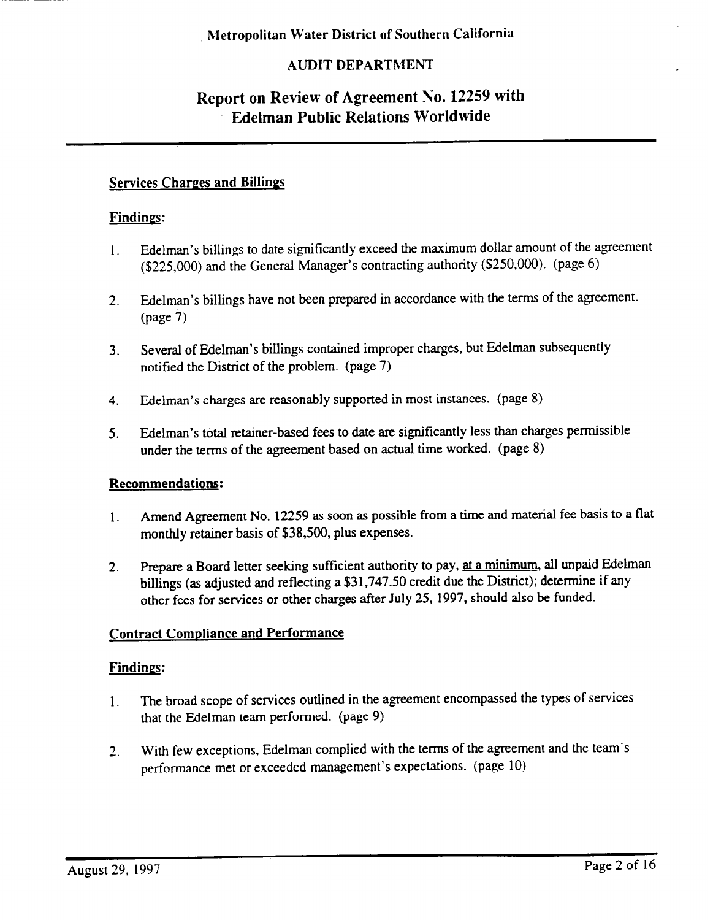Metropolitan Water District of Southern California

AUDIT DEPARTMENT

# Report on Review of Agreement No. 12259 with Edelman Public Relations Worldwide

## Services Charges and Billings

### Findings:

1. Edelman's billings to date significantly exceed the maximum dollar amount of the agreement ($225,000) and the General Manager's contracting authority ($250,000). (page 6)

2. Edelman's billings have not been prepared in accordance with the terms of the agreement. (page 7)

3. Several of Edelman's billings contained improper charges, but Edelman subsequently notified the District of the problem. (page 7)

4. Edelman's charges are reasonably supported in most instances. (page 8)

5. Edelman's total retainer-based fees to date are significantly less than charges permissible under the terms of the agreement based on actual time worked. (page 8)

### Recommendations:

1. Amend Agreement No. 12259 as soon as possible from a time and material fee basis to a flat monthly retainer basis of $38,500, plus expenses.

2. Prepare a Board letter seeking sufficient authority to pay, at a minimum, all unpaid Edelman billings (as adjusted and reflecting a $31,747.50 credit due the District); determine if any other fees for services or other charges after July 25, 1997, should also be funded.

## Contract Compliance and Performance

### Findings:

1. The broad scope of services outlined in the agreement encompassed the types of services that the Edelman team performed. (page 9)

2. With few exceptions, Edelman complied with the terms of the agreement and the team's performance met or exceeded management's expectations. (page 10)

August 29, 1997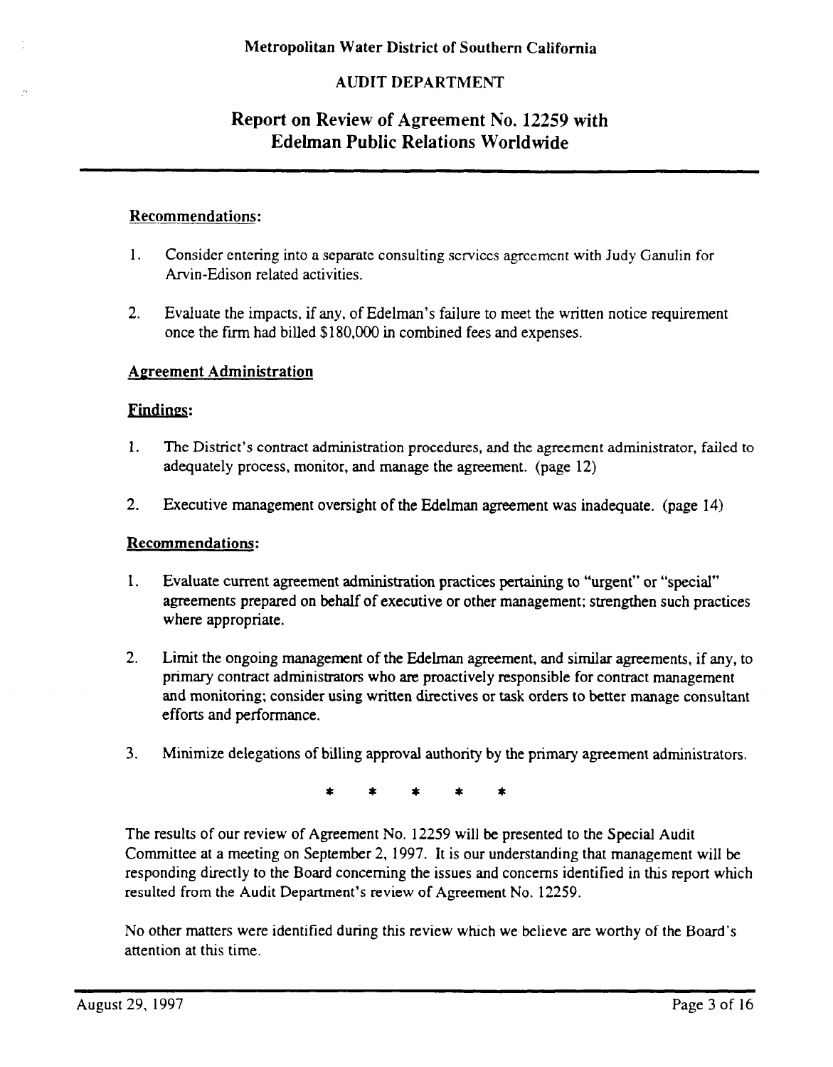**Recommendations:**

1. Consider entering into a separate consulting services agreement with Judy Ganulin for Arvin-Edison related activities.

2. Evaluate the impacts, if any, of Edelman's failure to meet the written notice requirement once the firm had billed $180,000 in combined fees and expenses.

**Agreement Administration**

**Findings:**

1. The District's contract administration procedures, and the agreement administrator, failed to adequately process, monitor, and manage the agreement. (page 12)

2. Executive management oversight of the Edelman agreement was inadequate. (page 14)

**Recommendations:**

1. Evaluate current agreement administration practices pertaining to "urgent" or "special" agreements prepared on behalf of executive or other management; strengthen such practices where appropriate.

2. Limit the ongoing management of the Edelman agreement, and similar agreements, if any, to primary contract administrators who are proactively responsible for contract management and monitoring; consider using written directives or task orders to better manage consultant efforts and performance.

3. Minimize delegations of billing approval authority by the primary agreement administrators.

\* \* \* \* \*

The results of our review of Agreement No. 12259 will be presented to the Special Audit Committee at a meeting on September 2, 1997. It is our understanding that management will be responding directly to the Board concerning the issues and concerns identified in this report which resulted from the Audit Department's review of Agreement No. 12259.

No other matters were identified during this review which we believe are worthy of the Board's attention at this time.

August 29, 1997